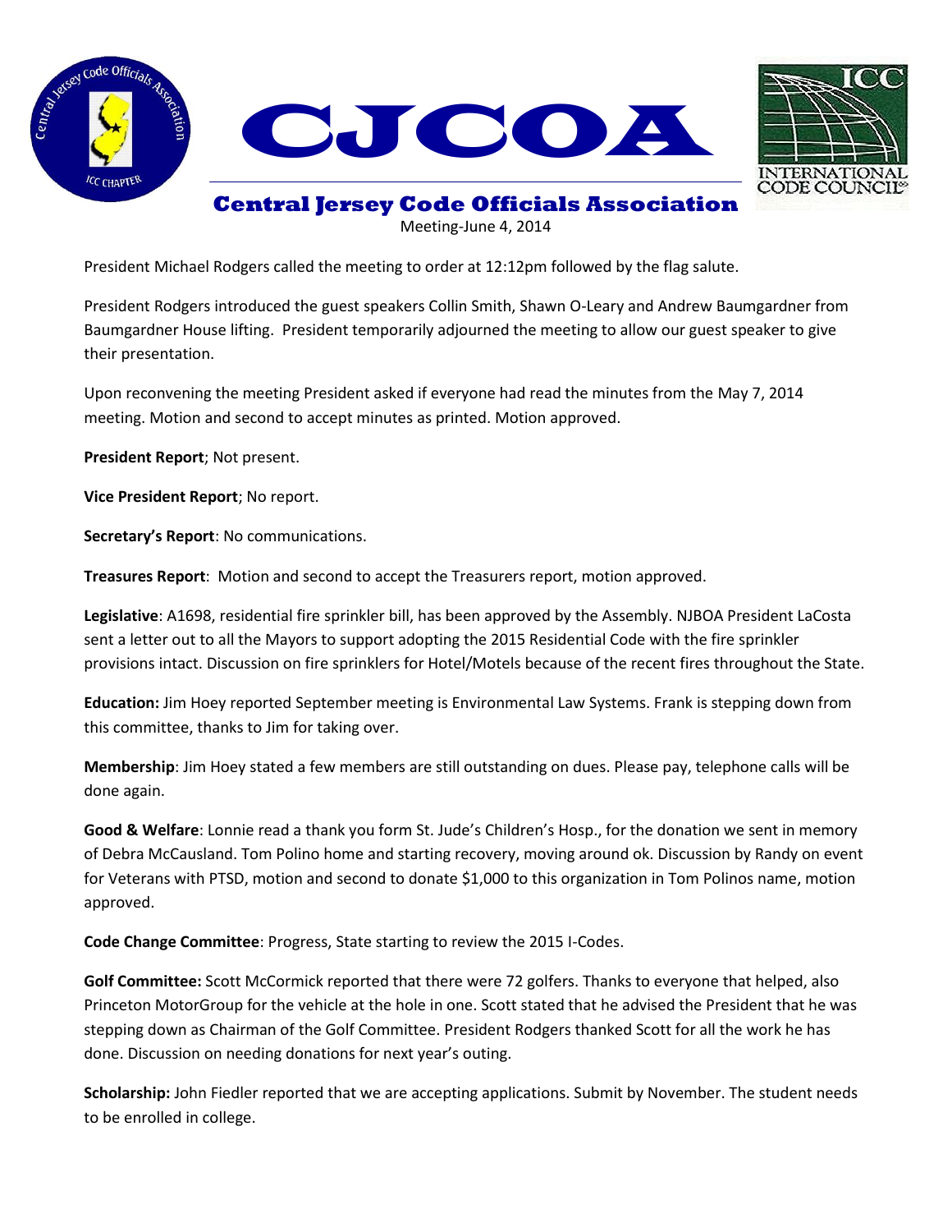# CJCOA

## Central Jersey Code Officials Association

Meeting-June 4, 2014

President Michael Rodgers called the meeting to order at 12:12pm followed by the flag salute.

President Rodgers introduced the guest speakers Collin Smith, Shawn O-Leary and Andrew Baumgardner from Baumgardner House lifting. President temporarily adjourned the meeting to allow our guest speaker to give their presentation.

Upon reconvening the meeting President asked if everyone had read the minutes from the May 7, 2014 meeting. Motion and second to accept minutes as printed. Motion approved.

**President Report**; Not present.

**Vice President Report**; No report.

**Secretary's Report**: No communications.

**Treasures Report**: Motion and second to accept the Treasurers report, motion approved.

**Legislative**: A1698, residential fire sprinkler bill, has been approved by the Assembly. NJBOA President LaCosta sent a letter out to all the Mayors to support adopting the 2015 Residential Code with the fire sprinkler provisions intact. Discussion on fire sprinklers for Hotel/Motels because of the recent fires throughout the State.

**Education:** Jim Hoey reported September meeting is Environmental Law Systems. Frank is stepping down from this committee, thanks to Jim for taking over.

**Membership**: Jim Hoey stated a few members are still outstanding on dues. Please pay, telephone calls will be done again.

**Good & Welfare**: Lonnie read a thank you form St. Jude's Children's Hosp., for the donation we sent in memory of Debra McCausland. Tom Polino home and starting recovery, moving around ok. Discussion by Randy on event for Veterans with PTSD, motion and second to donate $1,000 to this organization in Tom Polinos name, motion approved.

**Code Change Committee**: Progress, State starting to review the 2015 I-Codes.

**Golf Committee:** Scott McCormick reported that there were 72 golfers. Thanks to everyone that helped, also Princeton MotorGroup for the vehicle at the hole in one. Scott stated that he advised the President that he was stepping down as Chairman of the Golf Committee. President Rodgers thanked Scott for all the work he has done. Discussion on needing donations for next year's outing.

**Scholarship:** John Fiedler reported that we are accepting applications. Submit by November. The student needs to be enrolled in college.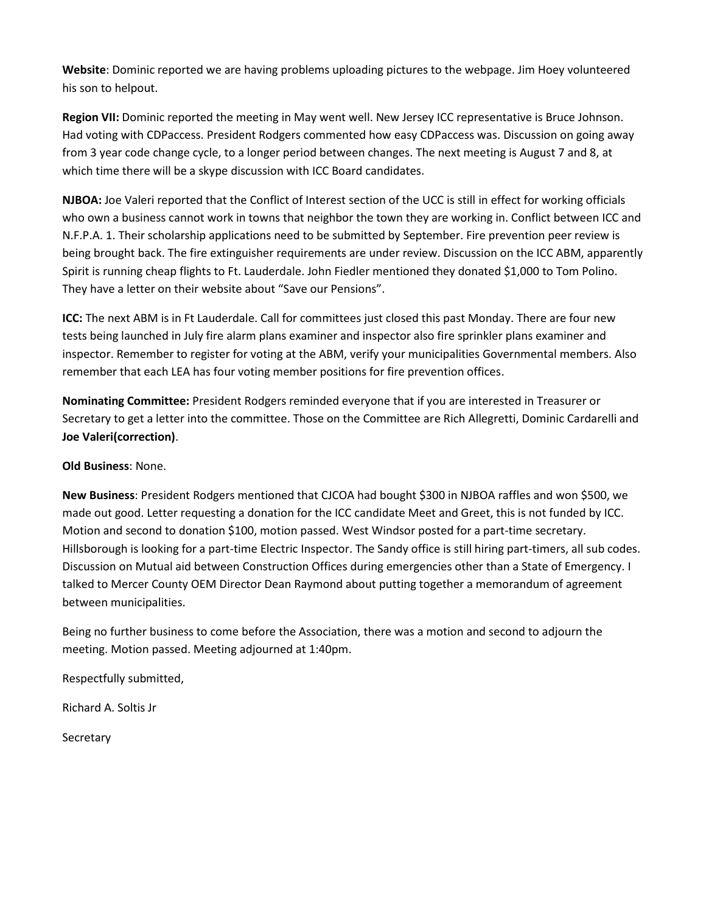**Website**: Dominic reported we are having problems uploading pictures to the webpage. Jim Hoey volunteered his son to helpout.

**Region VII:** Dominic reported the meeting in May went well. New Jersey ICC representative is Bruce Johnson. Had voting with CDPaccess. President Rodgers commented how easy CDPaccess was. Discussion on going away from 3 year code change cycle, to a longer period between changes. The next meeting is August 7 and 8, at which time there will be a skype discussion with ICC Board candidates.

**NJBOA:** Joe Valeri reported that the Conflict of Interest section of the UCC is still in effect for working officials who own a business cannot work in towns that neighbor the town they are working in. Conflict between ICC and N.F.P.A. 1. Their scholarship applications need to be submitted by September. Fire prevention peer review is being brought back. The fire extinguisher requirements are under review. Discussion on the ICC ABM, apparently Spirit is running cheap flights to Ft. Lauderdale. John Fiedler mentioned they donated $1,000 to Tom Polino. They have a letter on their website about "Save our Pensions".

**ICC:** The next ABM is in Ft Lauderdale. Call for committees just closed this past Monday. There are four new tests being launched in July fire alarm plans examiner and inspector also fire sprinkler plans examiner and inspector. Remember to register for voting at the ABM, verify your municipalities Governmental members. Also remember that each LEA has four voting member positions for fire prevention offices.

**Nominating Committee:** President Rodgers reminded everyone that if you are interested in Treasurer or Secretary to get a letter into the committee. Those on the Committee are Rich Allegretti, Dominic Cardarelli and **Joe Valeri(correction)**.

**Old Business**: None.

**New Business**: President Rodgers mentioned that CJCOA had bought $300 in NJBOA raffles and won $500, we made out good. Letter requesting a donation for the ICC candidate Meet and Greet, this is not funded by ICC. Motion and second to donation $100, motion passed. West Windsor posted for a part-time secretary. Hillsborough is looking for a part-time Electric Inspector. The Sandy office is still hiring part-timers, all sub codes. Discussion on Mutual aid between Construction Offices during emergencies other than a State of Emergency. I talked to Mercer County OEM Director Dean Raymond about putting together a memorandum of agreement between municipalities.

Being no further business to come before the Association, there was a motion and second to adjourn the meeting. Motion passed. Meeting adjourned at 1:40pm.

Respectfully submitted,

Richard A. Soltis Jr

Secretary